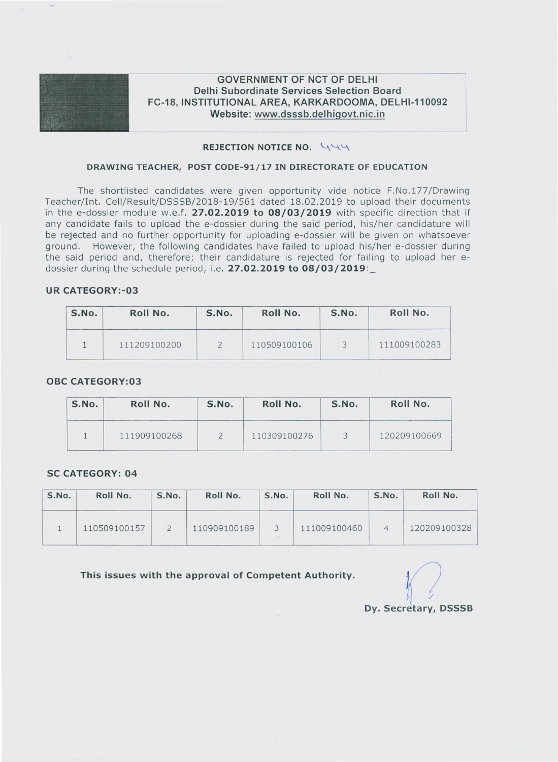# GOVERNMENT OF NCT OF DELHI
## Delhi Subordinate Services Selection Board
## FC-18, INSTITUTIONAL AREA, KARKARDOOMA, DELHI-110092
**Website: www.dsssb.delhigovt.nic.in**

**REJECTION NOTICE NO.** 444

**DRAWING TEACHER, POST CODE-91/17 IN DIRECTORATE OF EDUCATION**

The shortlisted candidates were given opportunity vide notice F.No.177/Drawing Teacher/Int. Cell/Result/DSSSB/2018-19/561 dated 18.02.2019 to upload their documents in the e-dossier module w.e.f. **27.02.2019 to 08/03/2019** with specific direction that if any candidate fails to upload the e-dossier during the said period, his/her candidature will be rejected and no further opportunity for uploading e-dossier will be given on whatsoever ground. However, the following candidates have failed to upload his/her e-dossier during the said period and, therefore; their candidature is rejected for failing to upload her e-dossier during the schedule period, i.e. **27.02.2019 to 08/03/2019**:_

**UR CATEGORY:-03**

| S.No. | Roll No. | S.No. | Roll No. | S.No. | Roll No. |
|---|---|---|---|---|---|
| 1 | 111209100200 | 2 | 110509100106 | 3 | 111009100283 |

**OBC CATEGORY:03**

| S.No. | Roll No. | S.No. | Roll No. | S.No. | Roll No. |
|---|---|---|---|---|---|
| 1 | 111909100268 | 2 | 110309100276 | 3 | 120209100669 |

**SC CATEGORY: 04**

| S.No. | Roll No. | S.No. | Roll No. | S.No. | Roll No. | S.No. | Roll No. |
|---|---|---|---|---|---|---|---|
| 1 | 110509100157 | 2 | 110909100189 | 3 | 111009100460 | 4 | 120209100328 |

**This issues with the approval of Competent Authority.**

**Dy. Secretary, DSSSB**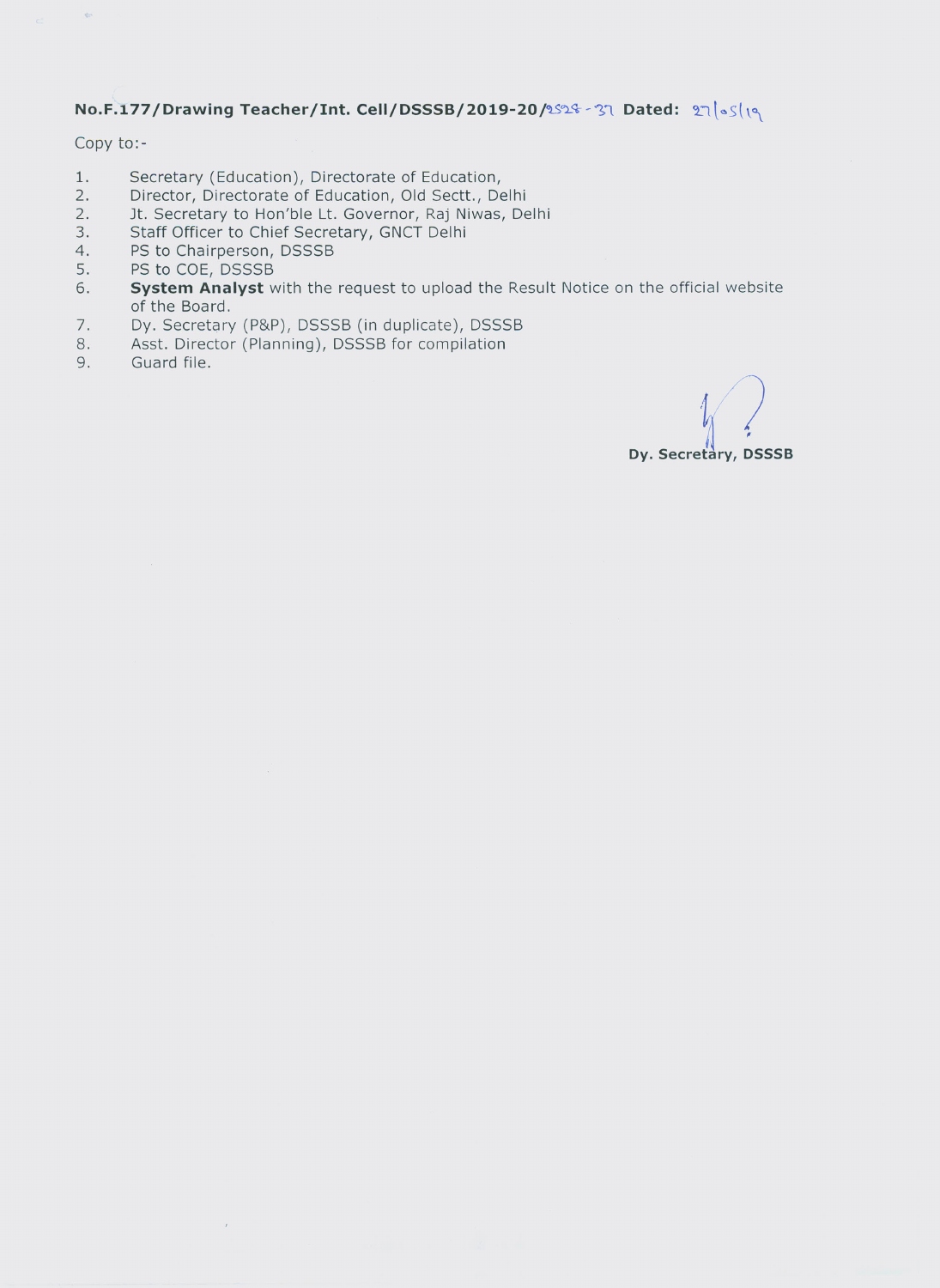**No.F.177/Drawing Teacher/Int. Cell/DSSSB/2019-20/2528-37 Dated: 27/05/19**

Copy to:-

1. Secretary (Education), Directorate of Education,
2. Director, Directorate of Education, Old Sectt., Delhi
2. Jt. Secretary to Hon'ble Lt. Governor, Raj Niwas, Delhi
3. Staff Officer to Chief Secretary, GNCT Delhi
4. PS to Chairperson, DSSSB
5. PS to COE, DSSSB
6. **System Analyst** with the request to upload the Result Notice on the official website of the Board.
7. Dy. Secretary (P&P), DSSSB (in duplicate), DSSSB
8. Asst. Director (Planning), DSSSB for compilation
9. Guard file.

**Dy. Secretary, DSSSB**